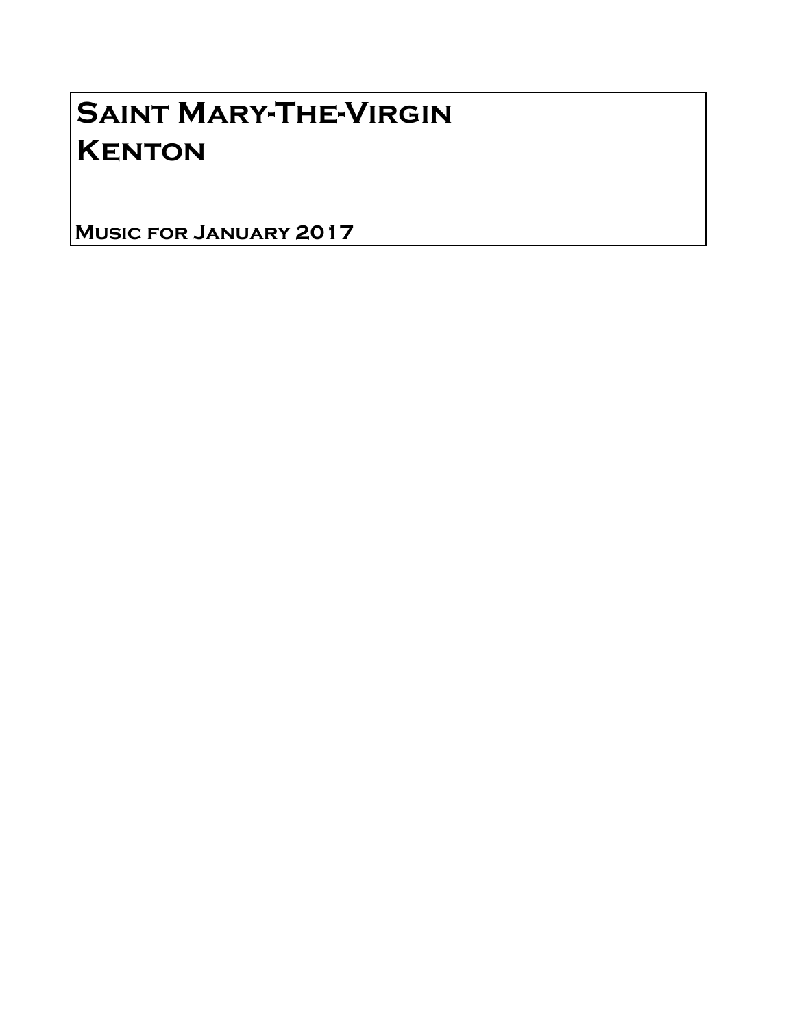# Saint Mary-The-Virgin
# Kenton

**Music for January 2017**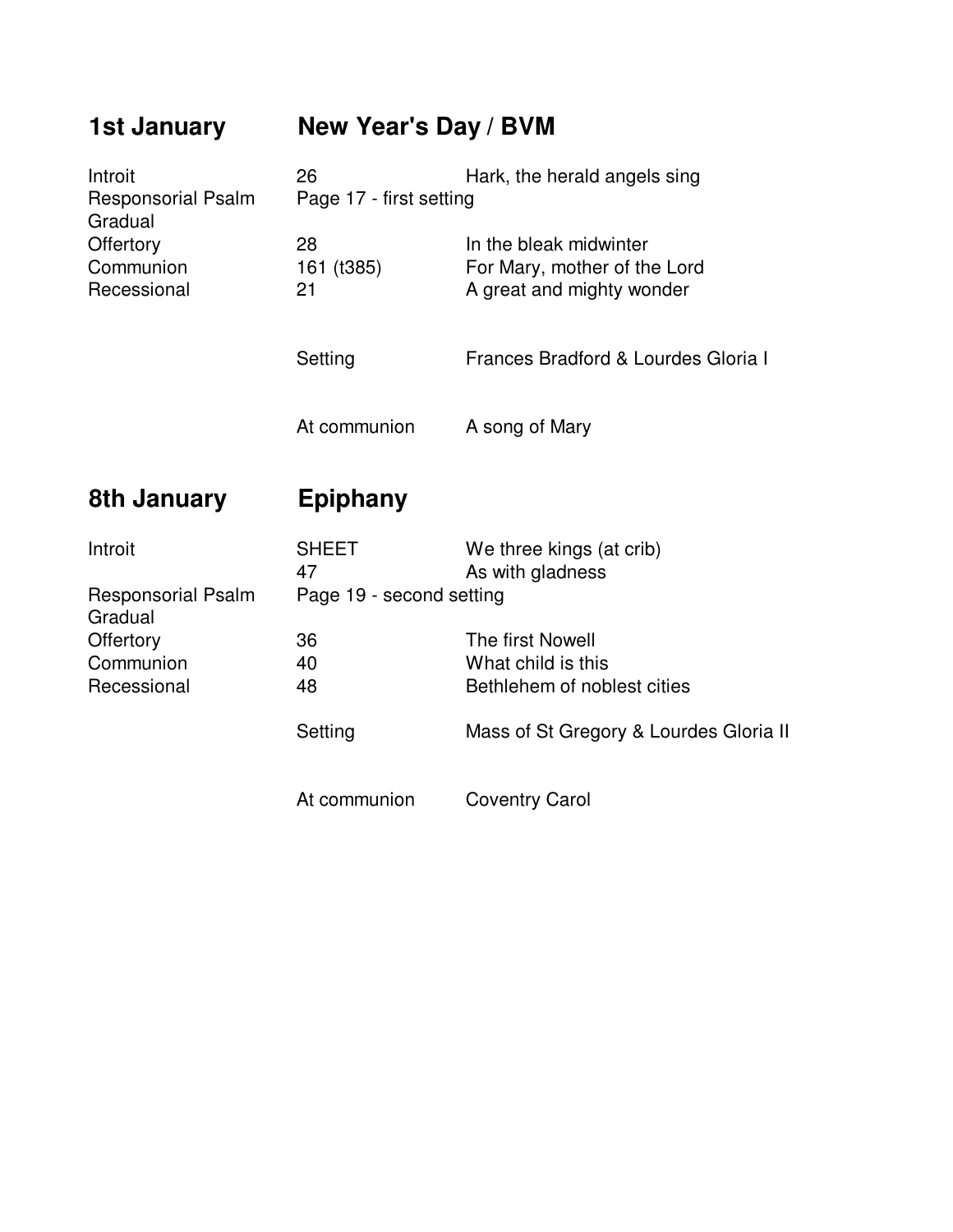## 1st January New Year's Day / BVM

| | | |
|---|---|---|
| Introit | 26 | Hark, the herald angels sing |
| Responsorial Psalm | Page 17 - first setting | |
| Gradual | | |
| Offertory | 28 | In the bleak midwinter |
| Communion | 161 (t385) | For Mary, mother of the Lord |
| Recessional | 21 | A great and mighty wonder |
| | Setting | Frances Bradford & Lourdes Gloria I |
| | At communion | A song of Mary |

## 8th January Epiphany

| | | |
|---|---|---|
| Introit | SHEET | We three kings (at crib) |
| | 47 | As with gladness |
| Responsorial Psalm | Page 19 - second setting | |
| Gradual | | |
| Offertory | 36 | The first Nowell |
| Communion | 40 | What child is this |
| Recessional | 48 | Bethlehem of noblest cities |
| | Setting | Mass of St Gregory & Lourdes Gloria II |
| | At communion | Coventry Carol |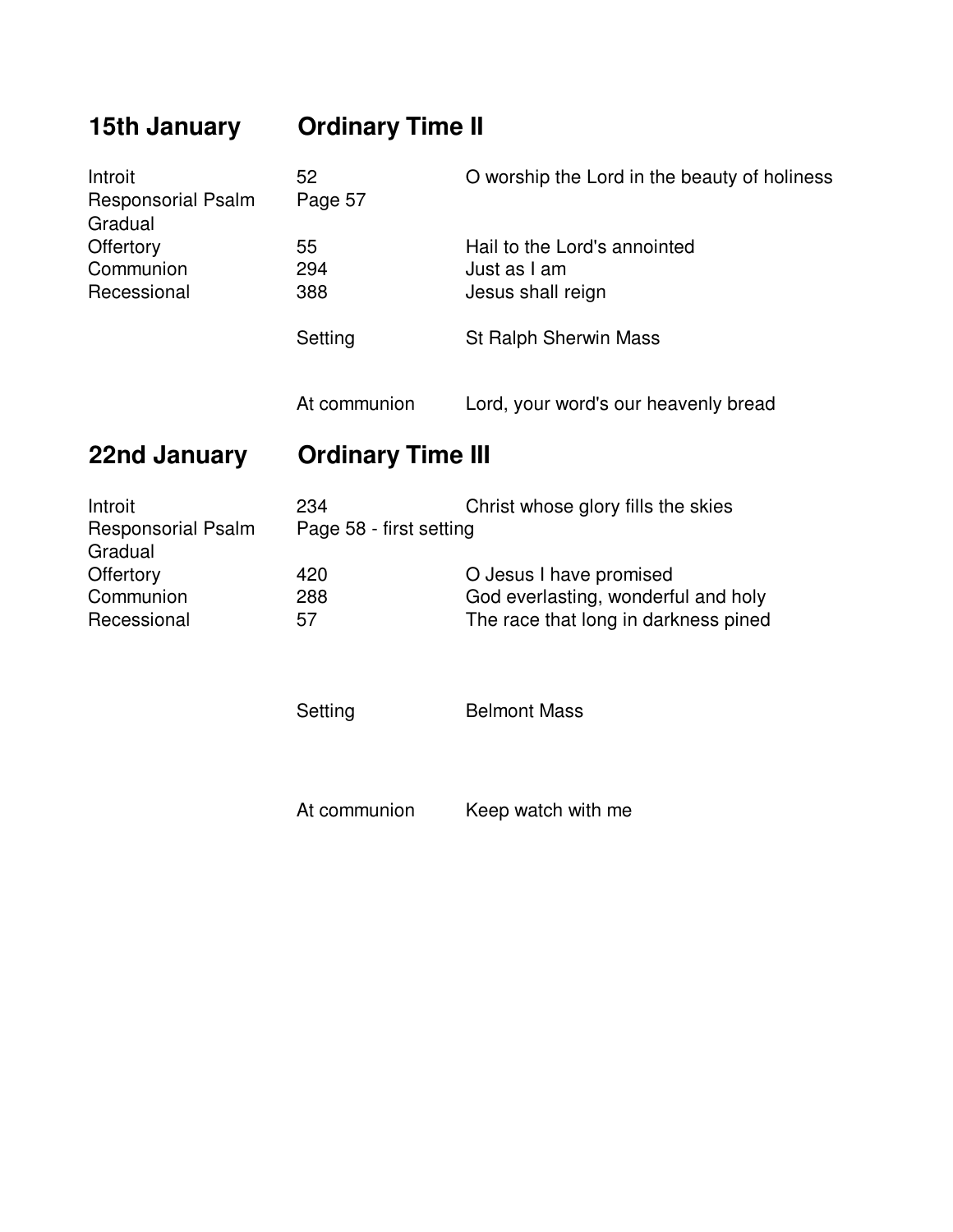## 15th January Ordinary Time II

| | | |
|---|---|---|
| Introit | 52 | O worship the Lord in the beauty of holiness |
| Responsorial Psalm | Page 57 | |
| Gradual | | |
| Offertory | 55 | Hail to the Lord's annointed |
| Communion | 294 | Just as I am |
| Recessional | 388 | Jesus shall reign |
| | Setting | St Ralph Sherwin Mass |
| | At communion | Lord, your word's our heavenly bread |

## 22nd January Ordinary Time III

| | | |
|---|---|---|
| Introit | 234 | Christ whose glory fills the skies |
| Responsorial Psalm | Page 58 - first setting | |
| Gradual | | |
| Offertory | 420 | O Jesus I have promised |
| Communion | 288 | God everlasting, wonderful and holy |
| Recessional | 57 | The race that long in darkness pined |
| | Setting | Belmont Mass |
| | At communion | Keep watch with me |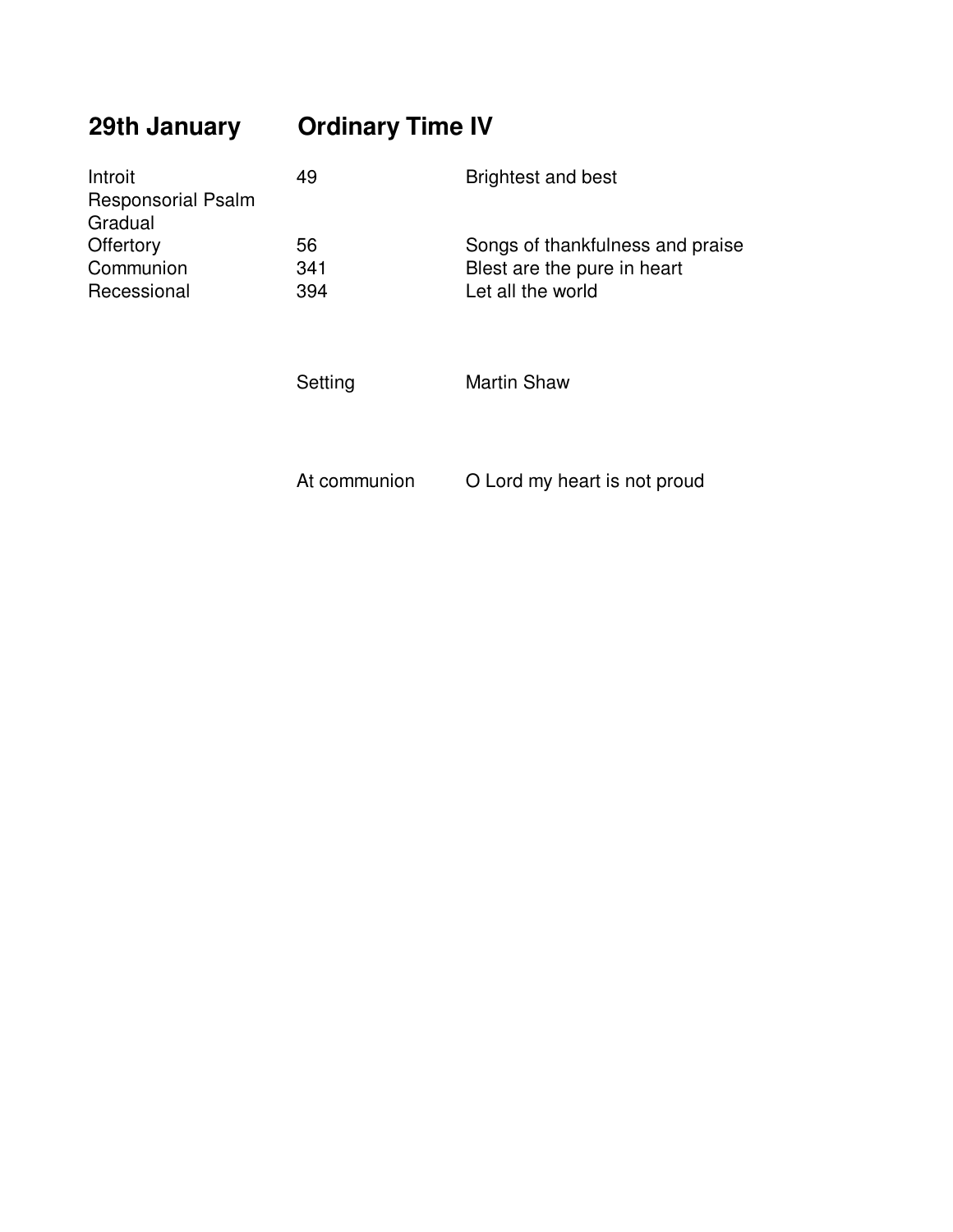## 29th January    Ordinary Time IV

| | | |
|---|---|---|
| Introit | 49 | Brightest and best |
| Responsorial Psalm | | |
| Gradual | | |
| Offertory | 56 | Songs of thankfulness and praise |
| Communion | 341 | Blest are the pure in heart |
| Recessional | 394 | Let all the world |

Setting    Martin Shaw

At communion    O Lord my heart is not proud